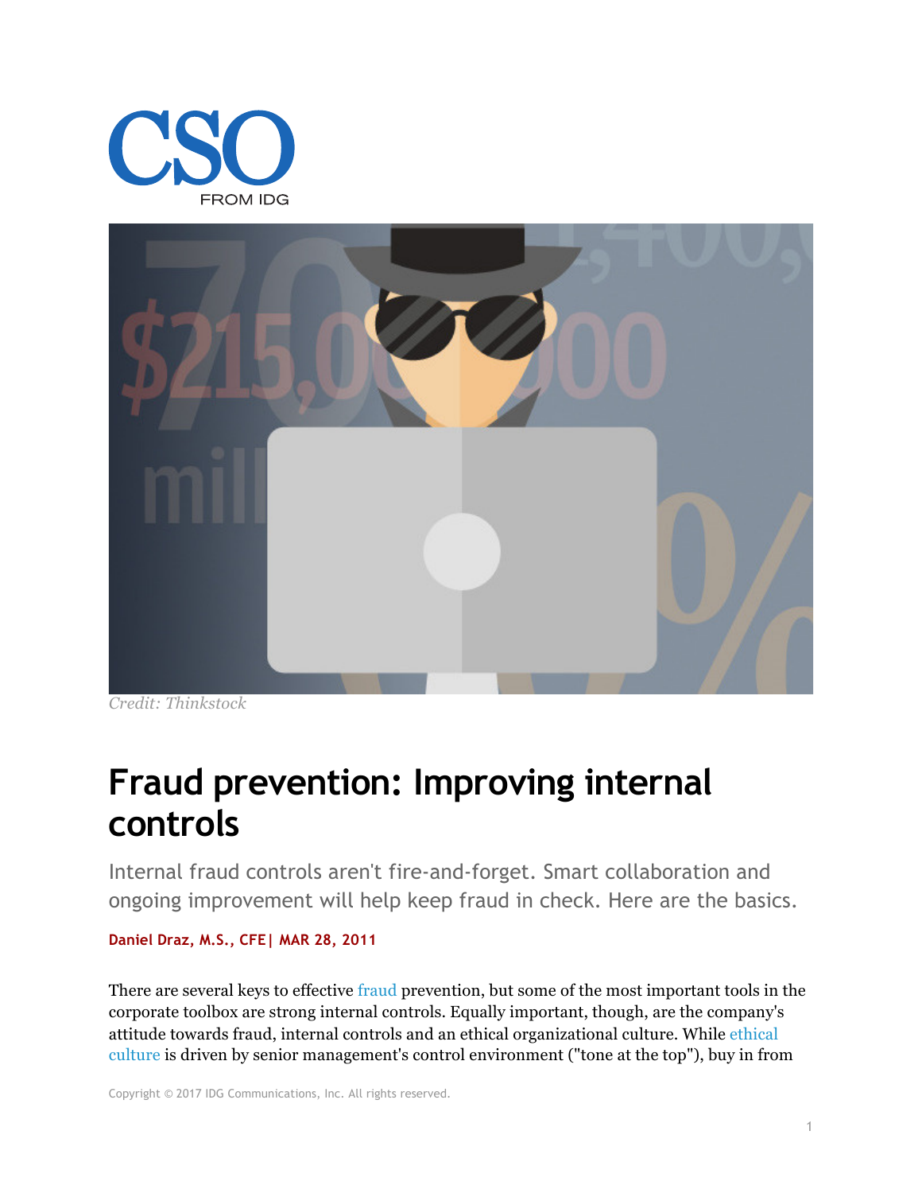CSO

FROM IDG

Credit: *Thinkstock*

# Fraud prevention: Improving internal controls

Internal fraud controls aren't fire-and-forget. Smart collaboration and ongoing improvement will help keep fraud in check. Here are the basics.

**Daniel Draz, M.S., CFE| MAR 28, 2011**

There are several keys to effective fraud prevention, but some of the most important tools in the corporate toolbox are strong internal controls. Equally important, though, are the company's attitude towards fraud, internal controls and an ethical organizational culture. While ethical culture is driven by senior management's control environment ("tone at the top"), buy in from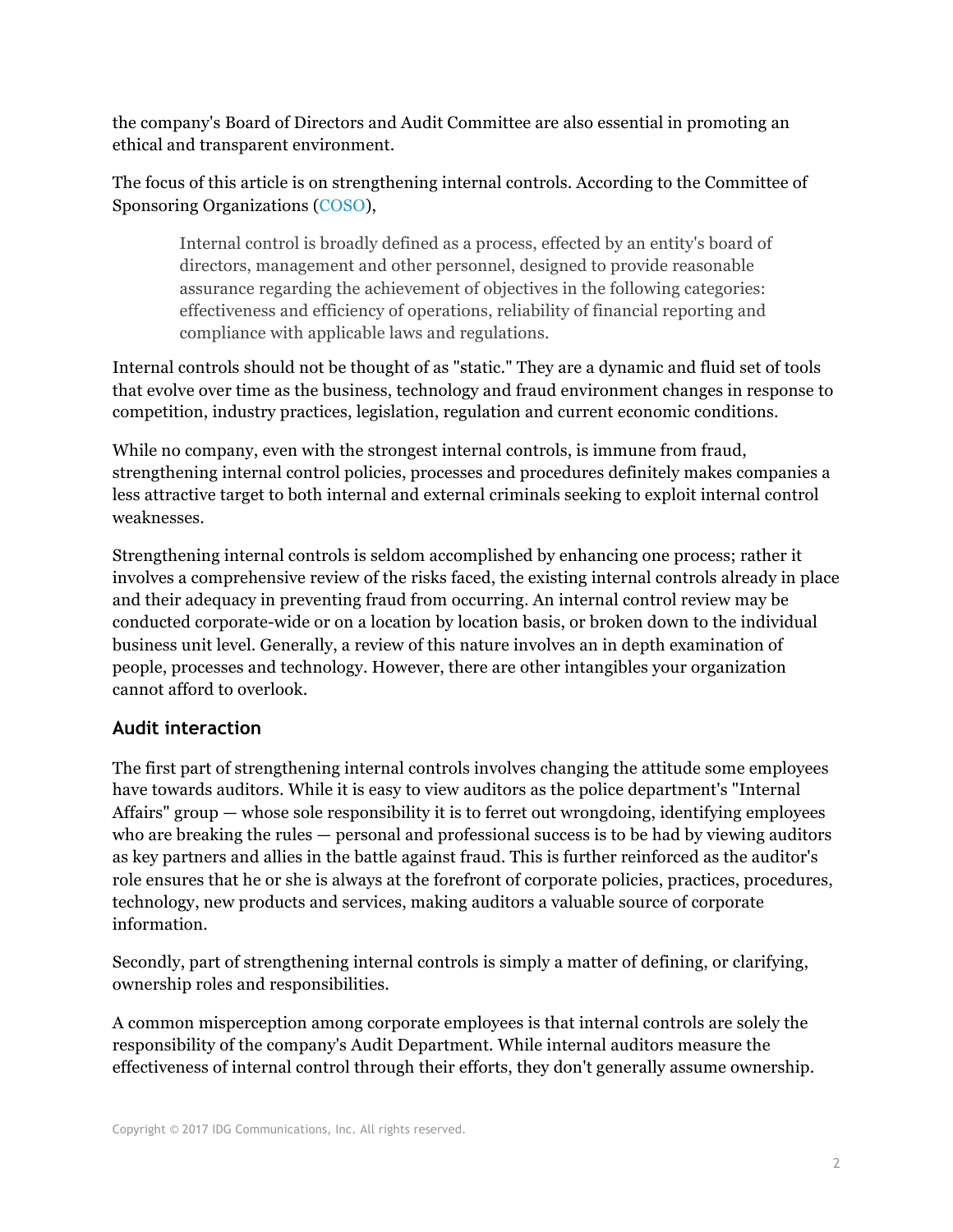the company's Board of Directors and Audit Committee are also essential in promoting an ethical and transparent environment.

The focus of this article is on strengthening internal controls. According to the Committee of Sponsoring Organizations (COSO),

> Internal control is broadly defined as a process, effected by an entity's board of directors, management and other personnel, designed to provide reasonable assurance regarding the achievement of objectives in the following categories: effectiveness and efficiency of operations, reliability of financial reporting and compliance with applicable laws and regulations.

Internal controls should not be thought of as "static." They are a dynamic and fluid set of tools that evolve over time as the business, technology and fraud environment changes in response to competition, industry practices, legislation, regulation and current economic conditions.

While no company, even with the strongest internal controls, is immune from fraud, strengthening internal control policies, processes and procedures definitely makes companies a less attractive target to both internal and external criminals seeking to exploit internal control weaknesses.

Strengthening internal controls is seldom accomplished by enhancing one process; rather it involves a comprehensive review of the risks faced, the existing internal controls already in place and their adequacy in preventing fraud from occurring. An internal control review may be conducted corporate-wide or on a location by location basis, or broken down to the individual business unit level. Generally, a review of this nature involves an in depth examination of people, processes and technology. However, there are other intangibles your organization cannot afford to overlook.

## Audit interaction

The first part of strengthening internal controls involves changing the attitude some employees have towards auditors. While it is easy to view auditors as the police department's "Internal Affairs" group — whose sole responsibility it is to ferret out wrongdoing, identifying employees who are breaking the rules — personal and professional success is to be had by viewing auditors as key partners and allies in the battle against fraud. This is further reinforced as the auditor's role ensures that he or she is always at the forefront of corporate policies, practices, procedures, technology, new products and services, making auditors a valuable source of corporate information.

Secondly, part of strengthening internal controls is simply a matter of defining, or clarifying, ownership roles and responsibilities.

A common misperception among corporate employees is that internal controls are solely the responsibility of the company's Audit Department. While internal auditors measure the effectiveness of internal control through their efforts, they don't generally assume ownership.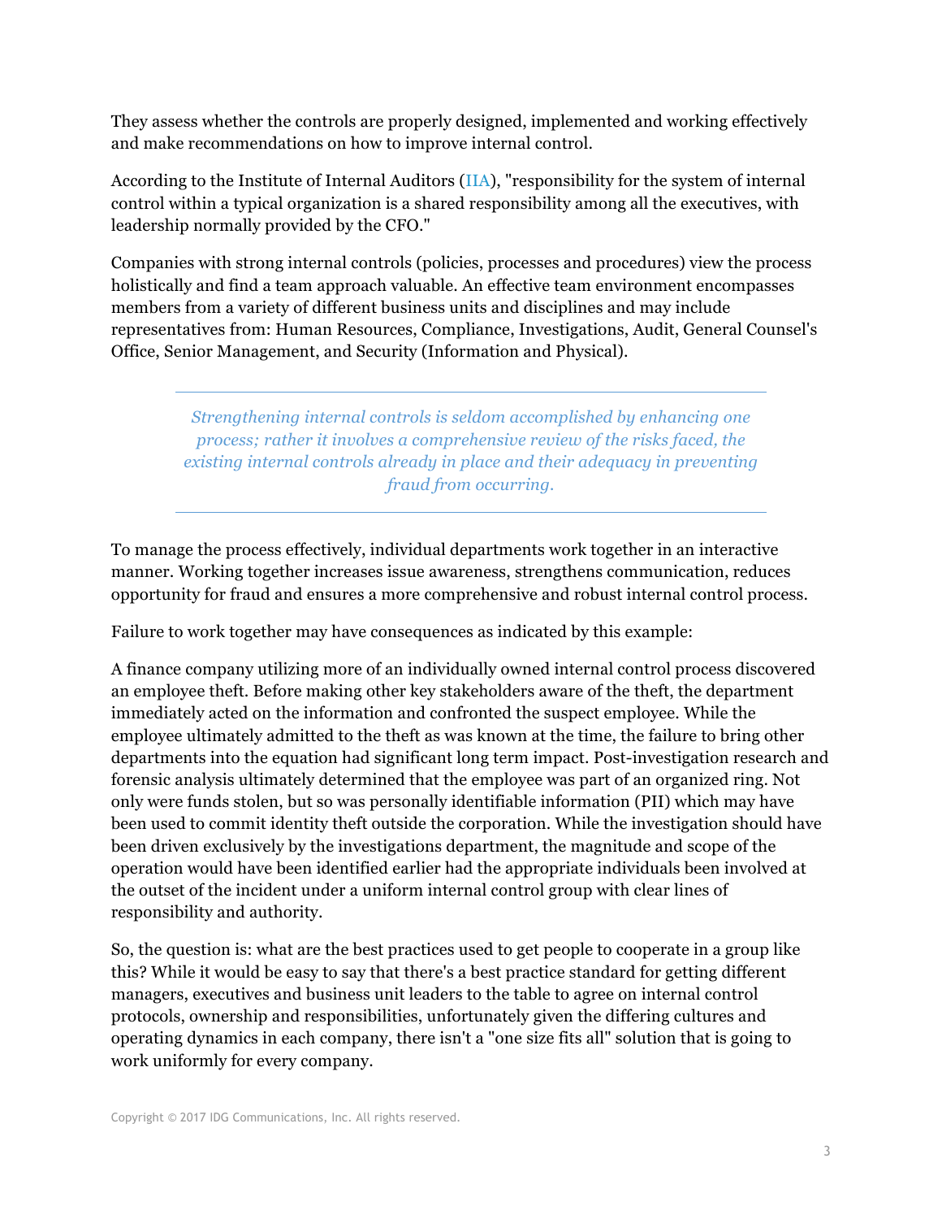They assess whether the controls are properly designed, implemented and working effectively and make recommendations on how to improve internal control.

According to the Institute of Internal Auditors (IIA), "responsibility for the system of internal control within a typical organization is a shared responsibility among all the executives, with leadership normally provided by the CFO."

Companies with strong internal controls (policies, processes and procedures) view the process holistically and find a team approach valuable. An effective team environment encompasses members from a variety of different business units and disciplines and may include representatives from: Human Resources, Compliance, Investigations, Audit, General Counsel's Office, Senior Management, and Security (Information and Physical).

---

*Strengthening internal controls is seldom accomplished by enhancing one process; rather it involves a comprehensive review of the risks faced, the existing internal controls already in place and their adequacy in preventing fraud from occurring.*

---

To manage the process effectively, individual departments work together in an interactive manner. Working together increases issue awareness, strengthens communication, reduces opportunity for fraud and ensures a more comprehensive and robust internal control process.

Failure to work together may have consequences as indicated by this example:

A finance company utilizing more of an individually owned internal control process discovered an employee theft. Before making other key stakeholders aware of the theft, the department immediately acted on the information and confronted the suspect employee. While the employee ultimately admitted to the theft as was known at the time, the failure to bring other departments into the equation had significant long term impact. Post-investigation research and forensic analysis ultimately determined that the employee was part of an organized ring. Not only were funds stolen, but so was personally identifiable information (PII) which may have been used to commit identity theft outside the corporation. While the investigation should have been driven exclusively by the investigations department, the magnitude and scope of the operation would have been identified earlier had the appropriate individuals been involved at the outset of the incident under a uniform internal control group with clear lines of responsibility and authority.

So, the question is: what are the best practices used to get people to cooperate in a group like this? While it would be easy to say that there's a best practice standard for getting different managers, executives and business unit leaders to the table to agree on internal control protocols, ownership and responsibilities, unfortunately given the differing cultures and operating dynamics in each company, there isn't a "one size fits all" solution that is going to work uniformly for every company.

Copyright © 2017 IDG Communications, Inc. All rights reserved.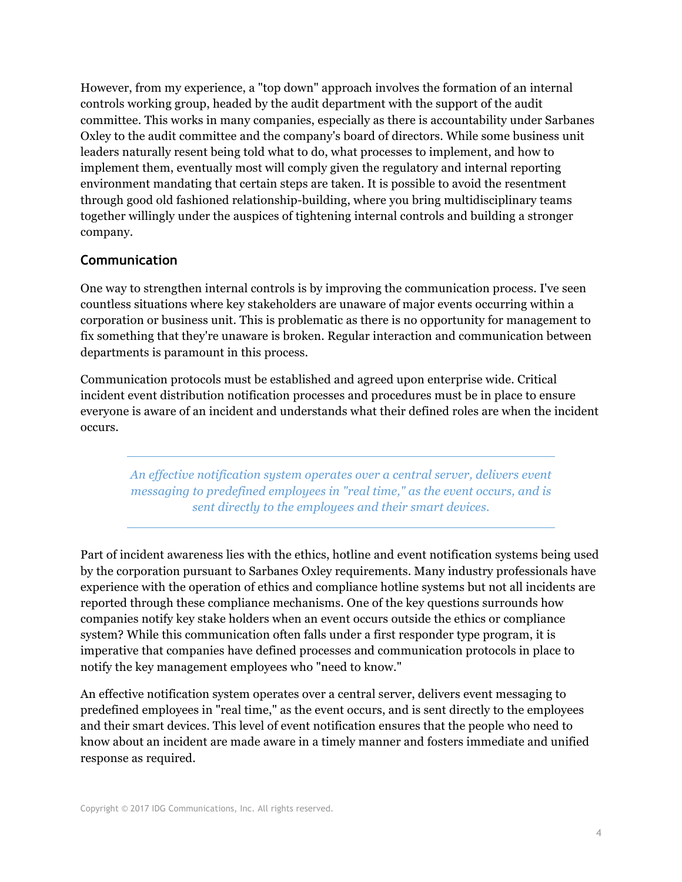However, from my experience, a "top down" approach involves the formation of an internal controls working group, headed by the audit department with the support of the audit committee. This works in many companies, especially as there is accountability under Sarbanes Oxley to the audit committee and the company's board of directors. While some business unit leaders naturally resent being told what to do, what processes to implement, and how to implement them, eventually most will comply given the regulatory and internal reporting environment mandating that certain steps are taken. It is possible to avoid the resentment through good old fashioned relationship-building, where you bring multidisciplinary teams together willingly under the auspices of tightening internal controls and building a stronger company.

## Communication

One way to strengthen internal controls is by improving the communication process. I've seen countless situations where key stakeholders are unaware of major events occurring within a corporation or business unit. This is problematic as there is no opportunity for management to fix something that they're unaware is broken. Regular interaction and communication between departments is paramount in this process.

Communication protocols must be established and agreed upon enterprise wide. Critical incident event distribution notification processes and procedures must be in place to ensure everyone is aware of an incident and understands what their defined roles are when the incident occurs.

> *An effective notification system operates over a central server, delivers event messaging to predefined employees in "real time," as the event occurs, and is sent directly to the employees and their smart devices.*

Part of incident awareness lies with the ethics, hotline and event notification systems being used by the corporation pursuant to Sarbanes Oxley requirements. Many industry professionals have experience with the operation of ethics and compliance hotline systems but not all incidents are reported through these compliance mechanisms. One of the key questions surrounds how companies notify key stake holders when an event occurs outside the ethics or compliance system? While this communication often falls under a first responder type program, it is imperative that companies have defined processes and communication protocols in place to notify the key management employees who "need to know."

An effective notification system operates over a central server, delivers event messaging to predefined employees in "real time," as the event occurs, and is sent directly to the employees and their smart devices. This level of event notification ensures that the people who need to know about an incident are made aware in a timely manner and fosters immediate and unified response as required.

Copyright © 2017 IDG Communications, Inc. All rights reserved.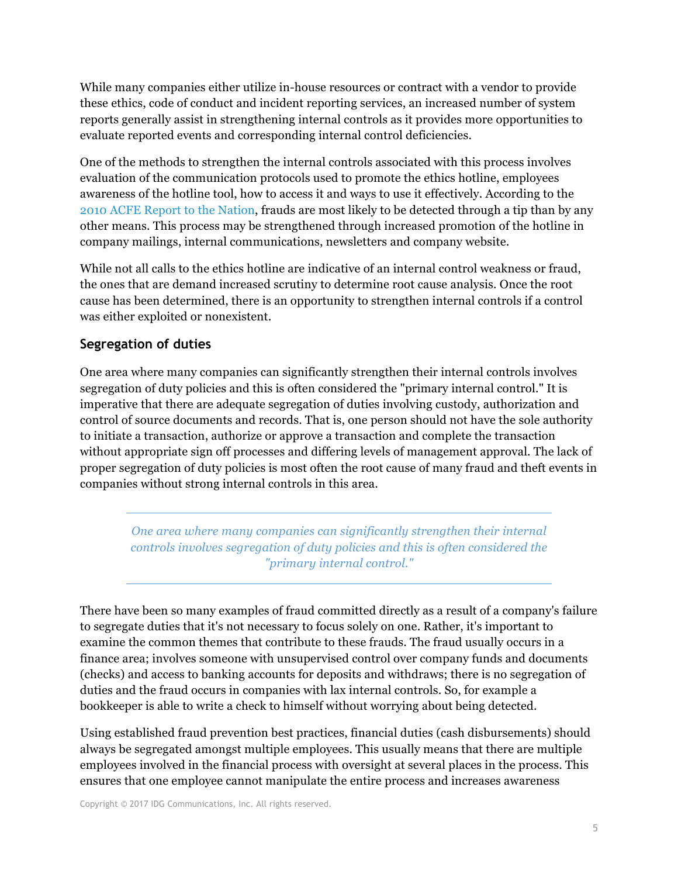While many companies either utilize in-house resources or contract with a vendor to provide these ethics, code of conduct and incident reporting services, an increased number of system reports generally assist in strengthening internal controls as it provides more opportunities to evaluate reported events and corresponding internal control deficiencies.

One of the methods to strengthen the internal controls associated with this process involves evaluation of the communication protocols used to promote the ethics hotline, employees awareness of the hotline tool, how to access it and ways to use it effectively. According to the 2010 ACFE Report to the Nation, frauds are most likely to be detected through a tip than by any other means. This process may be strengthened through increased promotion of the hotline in company mailings, internal communications, newsletters and company website.

While not all calls to the ethics hotline are indicative of an internal control weakness or fraud, the ones that are demand increased scrutiny to determine root cause analysis. Once the root cause has been determined, there is an opportunity to strengthen internal controls if a control was either exploited or nonexistent.

## Segregation of duties

One area where many companies can significantly strengthen their internal controls involves segregation of duty policies and this is often considered the "primary internal control." It is imperative that there are adequate segregation of duties involving custody, authorization and control of source documents and records. That is, one person should not have the sole authority to initiate a transaction, authorize or approve a transaction and complete the transaction without appropriate sign off processes and differing levels of management approval. The lack of proper segregation of duty policies is most often the root cause of many fraud and theft events in companies without strong internal controls in this area.

> *One area where many companies can significantly strengthen their internal controls involves segregation of duty policies and this is often considered the "primary internal control."*

There have been so many examples of fraud committed directly as a result of a company's failure to segregate duties that it's not necessary to focus solely on one. Rather, it's important to examine the common themes that contribute to these frauds. The fraud usually occurs in a finance area; involves someone with unsupervised control over company funds and documents (checks) and access to banking accounts for deposits and withdraws; there is no segregation of duties and the fraud occurs in companies with lax internal controls. So, for example a bookkeeper is able to write a check to himself without worrying about being detected.

Using established fraud prevention best practices, financial duties (cash disbursements) should always be segregated amongst multiple employees. This usually means that there are multiple employees involved in the financial process with oversight at several places in the process. This ensures that one employee cannot manipulate the entire process and increases awareness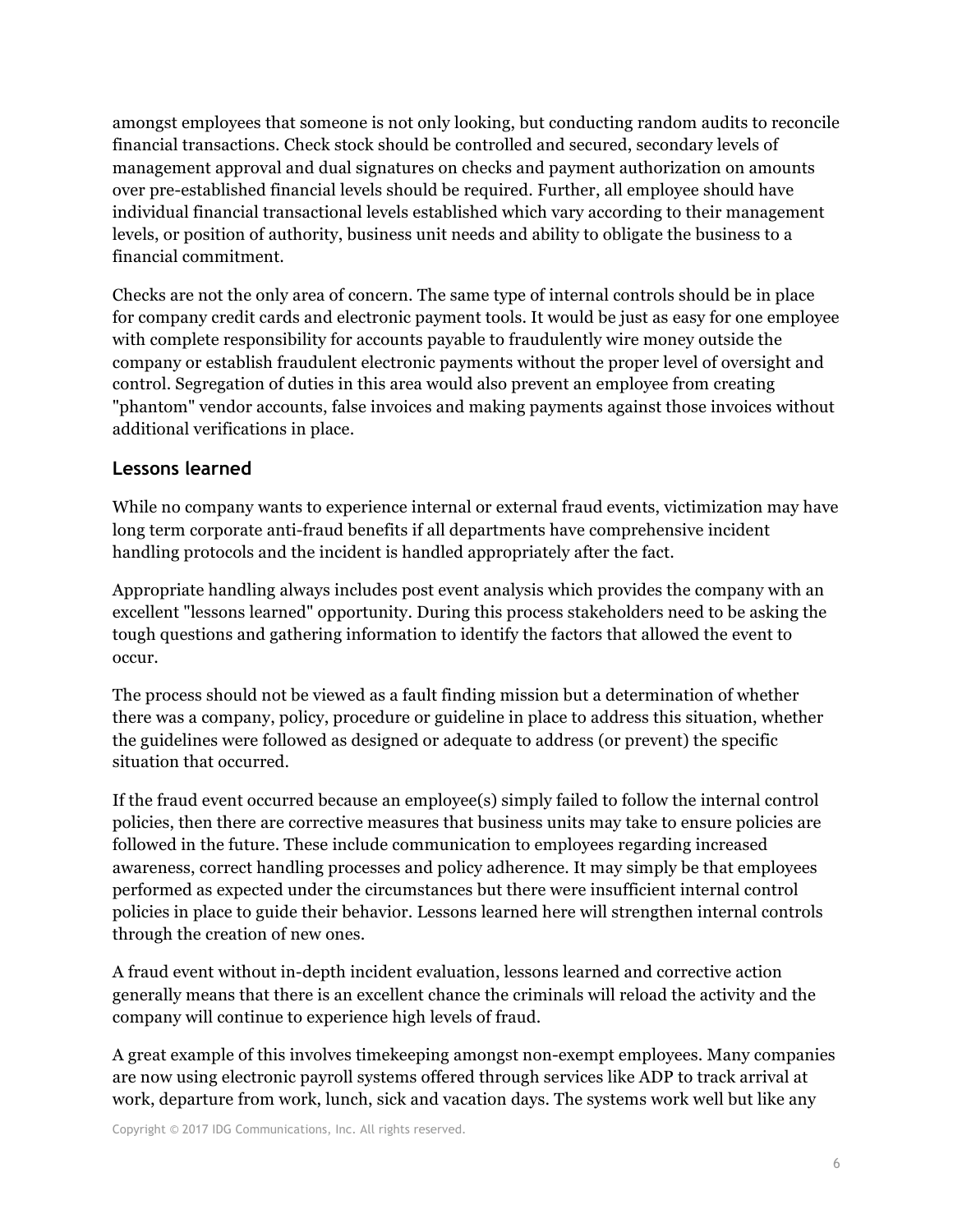amongst employees that someone is not only looking, but conducting random audits to reconcile financial transactions. Check stock should be controlled and secured, secondary levels of management approval and dual signatures on checks and payment authorization on amounts over pre-established financial levels should be required. Further, all employee should have individual financial transactional levels established which vary according to their management levels, or position of authority, business unit needs and ability to obligate the business to a financial commitment.

Checks are not the only area of concern. The same type of internal controls should be in place for company credit cards and electronic payment tools. It would be just as easy for one employee with complete responsibility for accounts payable to fraudulently wire money outside the company or establish fraudulent electronic payments without the proper level of oversight and control. Segregation of duties in this area would also prevent an employee from creating "phantom" vendor accounts, false invoices and making payments against those invoices without additional verifications in place.

## Lessons learned

While no company wants to experience internal or external fraud events, victimization may have long term corporate anti-fraud benefits if all departments have comprehensive incident handling protocols and the incident is handled appropriately after the fact.

Appropriate handling always includes post event analysis which provides the company with an excellent "lessons learned" opportunity. During this process stakeholders need to be asking the tough questions and gathering information to identify the factors that allowed the event to occur.

The process should not be viewed as a fault finding mission but a determination of whether there was a company, policy, procedure or guideline in place to address this situation, whether the guidelines were followed as designed or adequate to address (or prevent) the specific situation that occurred.

If the fraud event occurred because an employee(s) simply failed to follow the internal control policies, then there are corrective measures that business units may take to ensure policies are followed in the future. These include communication to employees regarding increased awareness, correct handling processes and policy adherence. It may simply be that employees performed as expected under the circumstances but there were insufficient internal control policies in place to guide their behavior. Lessons learned here will strengthen internal controls through the creation of new ones.

A fraud event without in-depth incident evaluation, lessons learned and corrective action generally means that there is an excellent chance the criminals will reload the activity and the company will continue to experience high levels of fraud.

A great example of this involves timekeeping amongst non-exempt employees. Many companies are now using electronic payroll systems offered through services like ADP to track arrival at work, departure from work, lunch, sick and vacation days. The systems work well but like any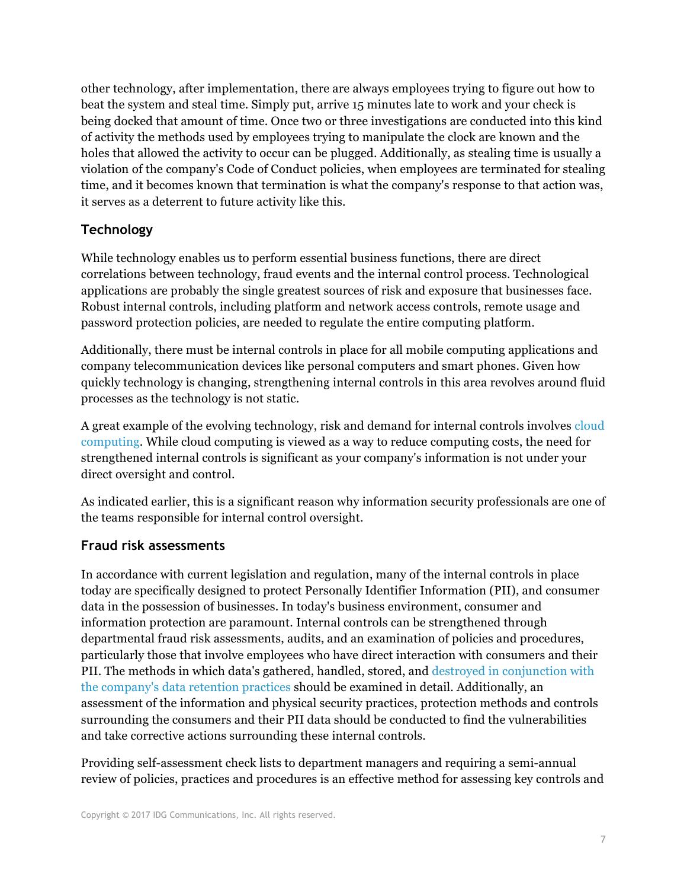other technology, after implementation, there are always employees trying to figure out how to beat the system and steal time. Simply put, arrive 15 minutes late to work and your check is being docked that amount of time. Once two or three investigations are conducted into this kind of activity the methods used by employees trying to manipulate the clock are known and the holes that allowed the activity to occur can be plugged. Additionally, as stealing time is usually a violation of the company's Code of Conduct policies, when employees are terminated for stealing time, and it becomes known that termination is what the company's response to that action was, it serves as a deterrent to future activity like this.

### Technology

While technology enables us to perform essential business functions, there are direct correlations between technology, fraud events and the internal control process. Technological applications are probably the single greatest sources of risk and exposure that businesses face. Robust internal controls, including platform and network access controls, remote usage and password protection policies, are needed to regulate the entire computing platform.

Additionally, there must be internal controls in place for all mobile computing applications and company telecommunication devices like personal computers and smart phones. Given how quickly technology is changing, strengthening internal controls in this area revolves around fluid processes as the technology is not static.

A great example of the evolving technology, risk and demand for internal controls involves cloud computing. While cloud computing is viewed as a way to reduce computing costs, the need for strengthened internal controls is significant as your company's information is not under your direct oversight and control.

As indicated earlier, this is a significant reason why information security professionals are one of the teams responsible for internal control oversight.

### Fraud risk assessments

In accordance with current legislation and regulation, many of the internal controls in place today are specifically designed to protect Personally Identifier Information (PII), and consumer data in the possession of businesses. In today's business environment, consumer and information protection are paramount. Internal controls can be strengthened through departmental fraud risk assessments, audits, and an examination of policies and procedures, particularly those that involve employees who have direct interaction with consumers and their PII. The methods in which data's gathered, handled, stored, and destroyed in conjunction with the company's data retention practices should be examined in detail. Additionally, an assessment of the information and physical security practices, protection methods and controls surrounding the consumers and their PII data should be conducted to find the vulnerabilities and take corrective actions surrounding these internal controls.

Providing self-assessment check lists to department managers and requiring a semi-annual review of policies, practices and procedures is an effective method for assessing key controls and

Copyright © 2017 IDG Communications, Inc. All rights reserved.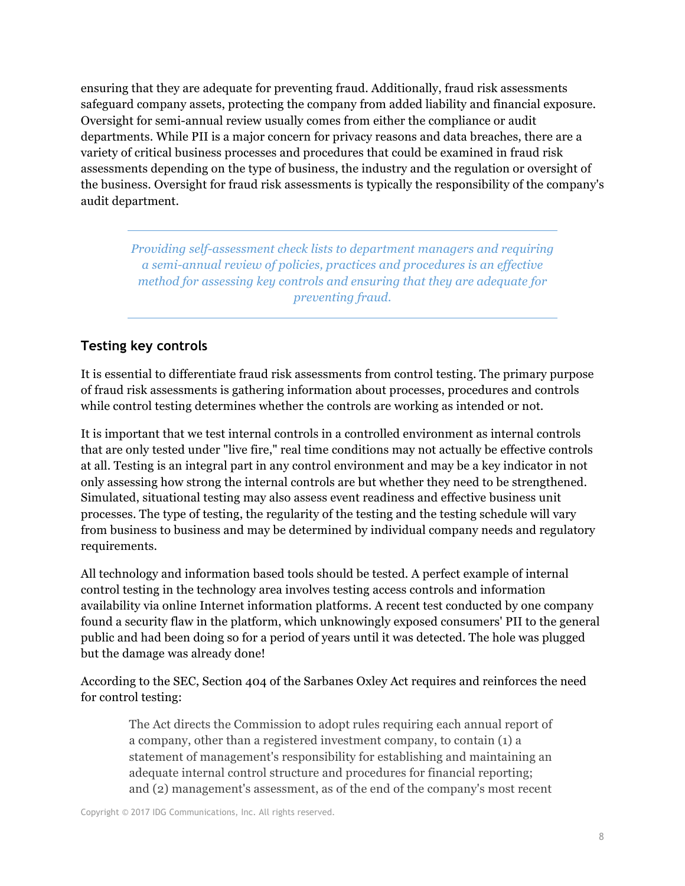ensuring that they are adequate for preventing fraud. Additionally, fraud risk assessments safeguard company assets, protecting the company from added liability and financial exposure. Oversight for semi-annual review usually comes from either the compliance or audit departments. While PII is a major concern for privacy reasons and data breaches, there are a variety of critical business processes and procedures that could be examined in fraud risk assessments depending on the type of business, the industry and the regulation or oversight of the business. Oversight for fraud risk assessments is typically the responsibility of the company's audit department.

> *Providing self-assessment check lists to department managers and requiring a semi-annual review of policies, practices and procedures is an effective method for assessing key controls and ensuring that they are adequate for preventing fraud.*

## Testing key controls

It is essential to differentiate fraud risk assessments from control testing. The primary purpose of fraud risk assessments is gathering information about processes, procedures and controls while control testing determines whether the controls are working as intended or not.

It is important that we test internal controls in a controlled environment as internal controls that are only tested under "live fire," real time conditions may not actually be effective controls at all. Testing is an integral part in any control environment and may be a key indicator in not only assessing how strong the internal controls are but whether they need to be strengthened. Simulated, situational testing may also assess event readiness and effective business unit processes. The type of testing, the regularity of the testing and the testing schedule will vary from business to business and may be determined by individual company needs and regulatory requirements.

All technology and information based tools should be tested. A perfect example of internal control testing in the technology area involves testing access controls and information availability via online Internet information platforms. A recent test conducted by one company found a security flaw in the platform, which unknowingly exposed consumers' PII to the general public and had been doing so for a period of years until it was detected. The hole was plugged but the damage was already done!

According to the SEC, Section 404 of the Sarbanes Oxley Act requires and reinforces the need for control testing:

> The Act directs the Commission to adopt rules requiring each annual report of a company, other than a registered investment company, to contain (1) a statement of management's responsibility for establishing and maintaining an adequate internal control structure and procedures for financial reporting; and (2) management's assessment, as of the end of the company's most recent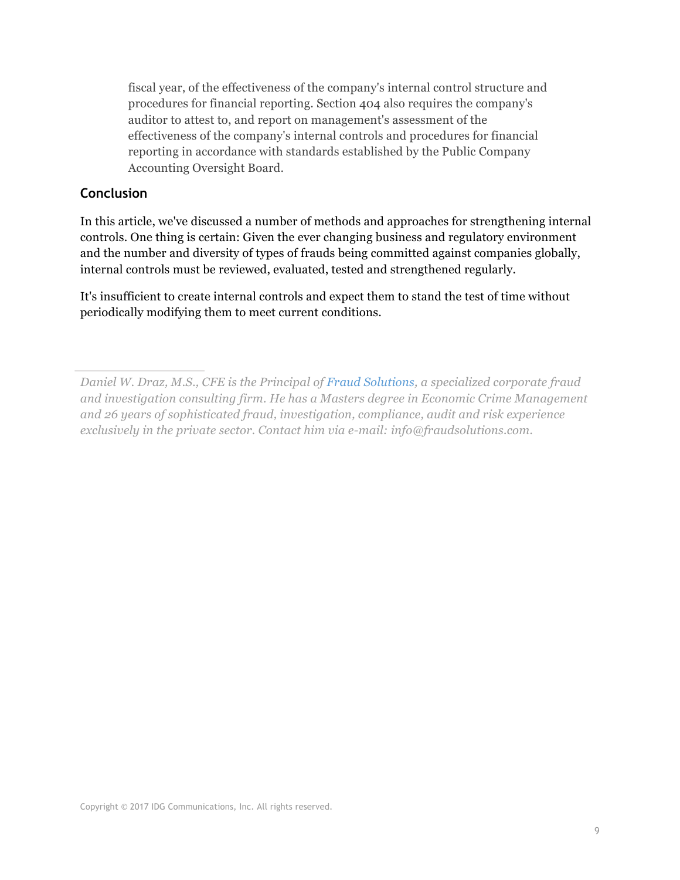> fiscal year, of the effectiveness of the company's internal control structure and procedures for financial reporting. Section 404 also requires the company's auditor to attest to, and report on management's assessment of the effectiveness of the company's internal controls and procedures for financial reporting in accordance with standards established by the Public Company Accounting Oversight Board.

## Conclusion

In this article, we've discussed a number of methods and approaches for strengthening internal controls. One thing is certain: Given the ever changing business and regulatory environment and the number and diversity of types of frauds being committed against companies globally, internal controls must be reviewed, evaluated, tested and strengthened regularly.

It's insufficient to create internal controls and expect them to stand the test of time without periodically modifying them to meet current conditions.

---

*Daniel W. Draz, M.S., CFE is the Principal of Fraud Solutions, a specialized corporate fraud and investigation consulting firm. He has a Masters degree in Economic Crime Management and 26 years of sophisticated fraud, investigation, compliance, audit and risk experience exclusively in the private sector. Contact him via e-mail: info@fraudsolutions.com.*

Copyright © 2017 IDG Communications, Inc. All rights reserved.